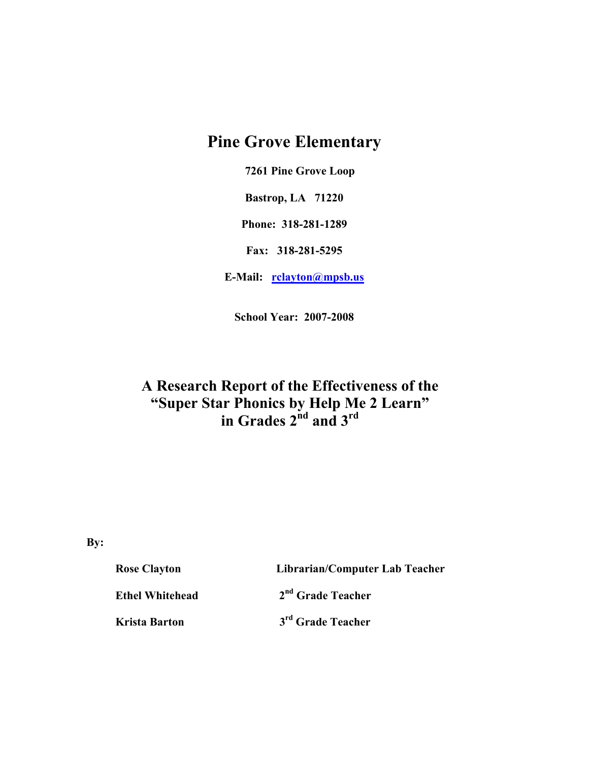# Pine Grove Elementary

**7261 Pine Grove Loop**

**Bastrop, LA 71220**

**Phone: 318-281-1289**

**Fax: 318-281-5295**

**E-Mail: rclayton@mpsb.us**

**School Year: 2007-2008**

## A Research Report of the Effectiveness of the "Super Star Phonics by Help Me 2 Learn" in Grades 2nd and 3rd

**By:**

| | |
|---|---|
| **Rose Clayton** | **Librarian/Computer Lab Teacher** |
| **Ethel Whitehead** | **2nd Grade Teacher** |
| **Krista Barton** | **3rd Grade Teacher** |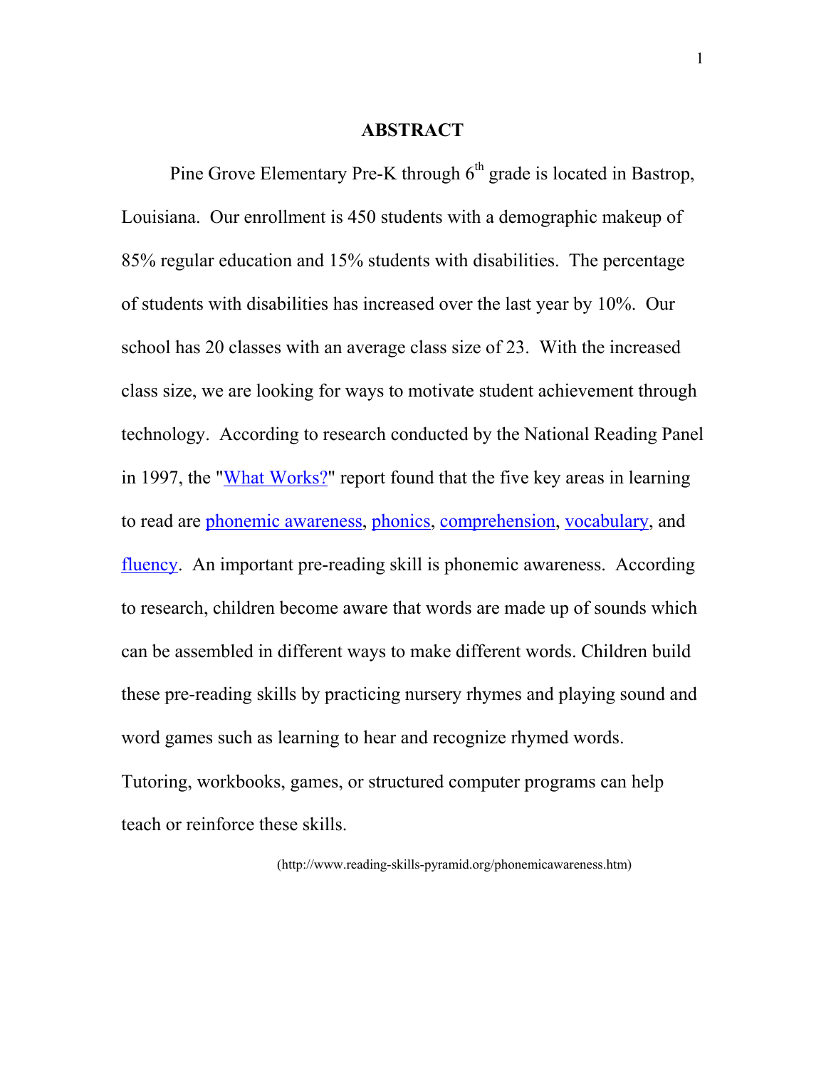# ABSTRACT

Pine Grove Elementary Pre-K through 6th grade is located in Bastrop, Louisiana. Our enrollment is 450 students with a demographic makeup of 85% regular education and 15% students with disabilities. The percentage of students with disabilities has increased over the last year by 10%. Our school has 20 classes with an average class size of 23. With the increased class size, we are looking for ways to motivate student achievement through technology. According to research conducted by the National Reading Panel in 1997, the "What Works?" report found that the five key areas in learning to read are phonemic awareness, phonics, comprehension, vocabulary, and fluency. An important pre-reading skill is phonemic awareness. According to research, children become aware that words are made up of sounds which can be assembled in different ways to make different words. Children build these pre-reading skills by practicing nursery rhymes and playing sound and word games such as learning to hear and recognize rhymed words. Tutoring, workbooks, games, or structured computer programs can help teach or reinforce these skills.

(http://www.reading-skills-pyramid.org/phonemicawareness.htm)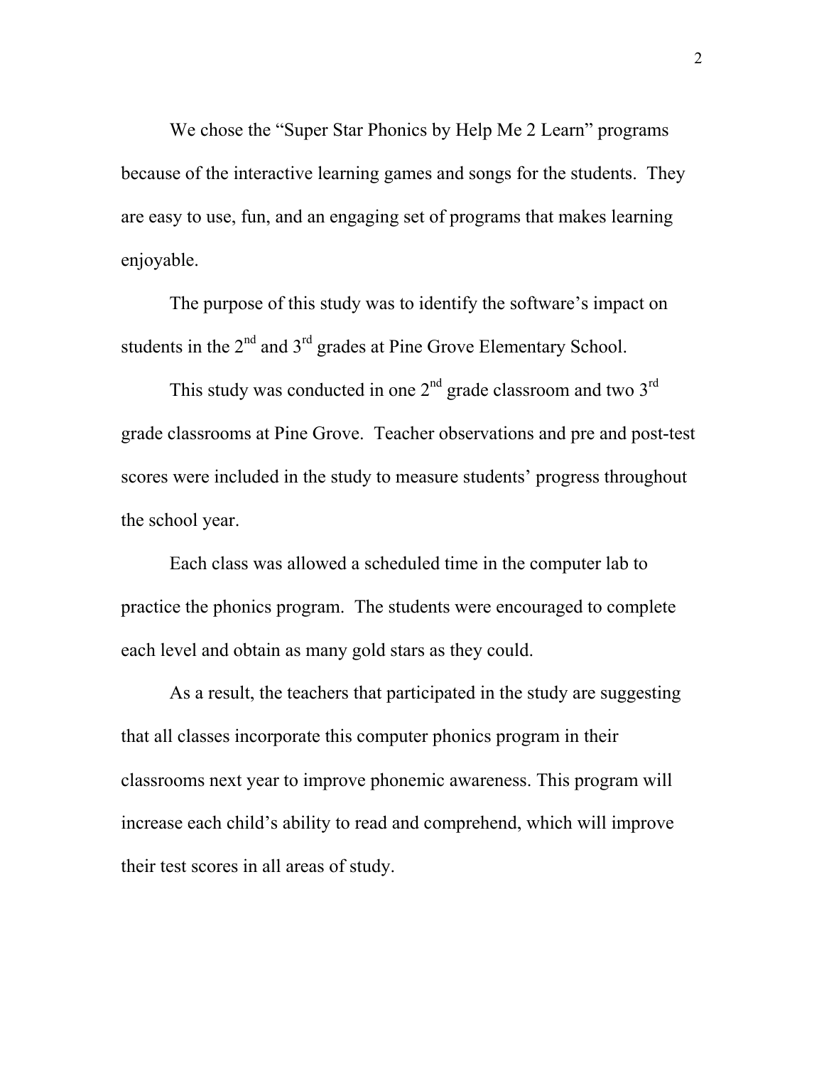We chose the “Super Star Phonics by Help Me 2 Learn” programs because of the interactive learning games and songs for the students. They are easy to use, fun, and an engaging set of programs that makes learning enjoyable.

The purpose of this study was to identify the software’s impact on students in the 2nd and 3rd grades at Pine Grove Elementary School.

This study was conducted in one 2nd grade classroom and two 3rd grade classrooms at Pine Grove. Teacher observations and pre and post-test scores were included in the study to measure students’ progress throughout the school year.

Each class was allowed a scheduled time in the computer lab to practice the phonics program. The students were encouraged to complete each level and obtain as many gold stars as they could.

As a result, the teachers that participated in the study are suggesting that all classes incorporate this computer phonics program in their classrooms next year to improve phonemic awareness. This program will increase each child’s ability to read and comprehend, which will improve their test scores in all areas of study.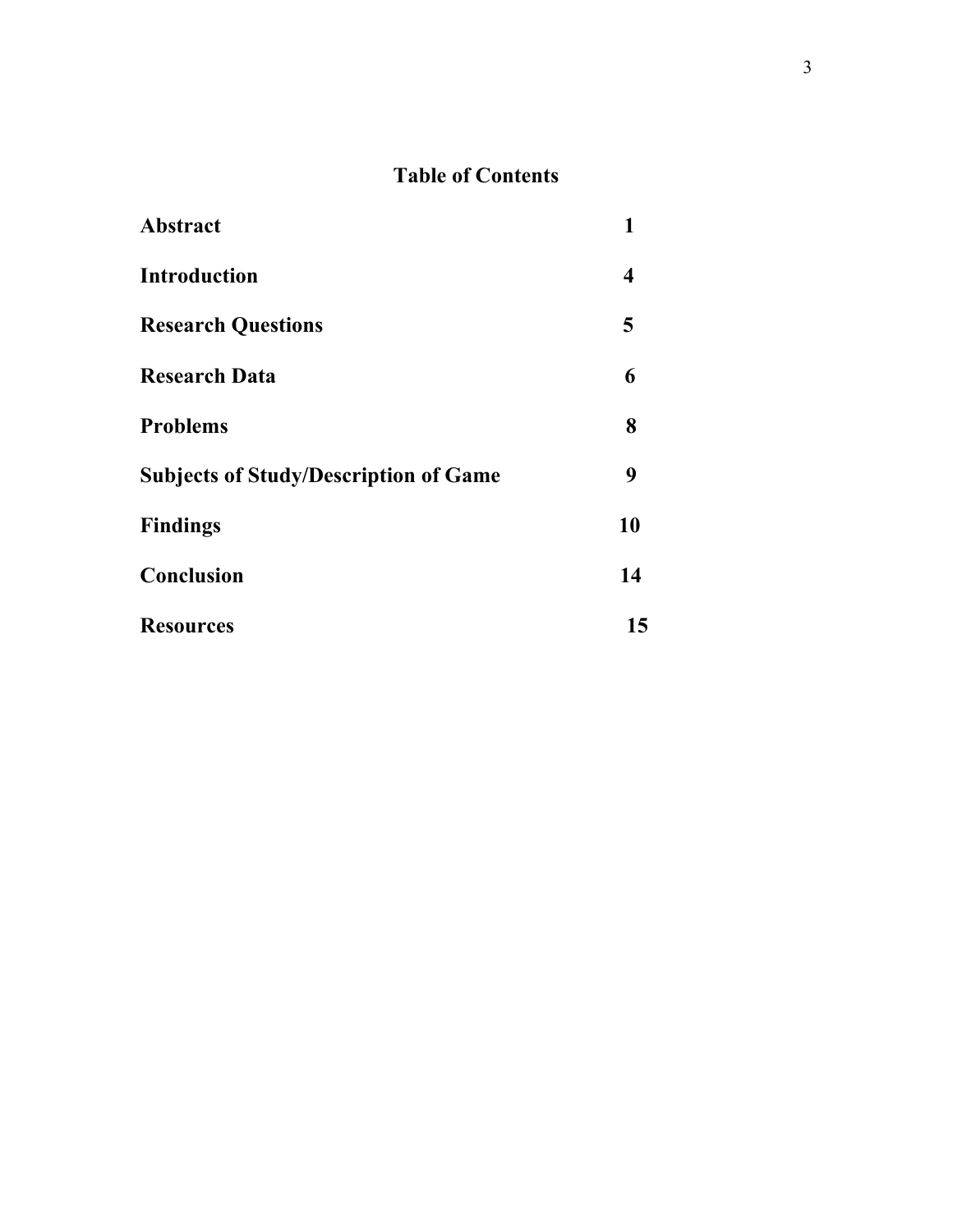# Table of Contents

| | |
|---|---|
| **Abstract** | **1** |
| **Introduction** | **4** |
| **Research Questions** | **5** |
| **Research Data** | **6** |
| **Problems** | **8** |
| **Subjects of Study/Description of Game** | **9** |
| **Findings** | **10** |
| **Conclusion** | **14** |
| **Resources** | **15** |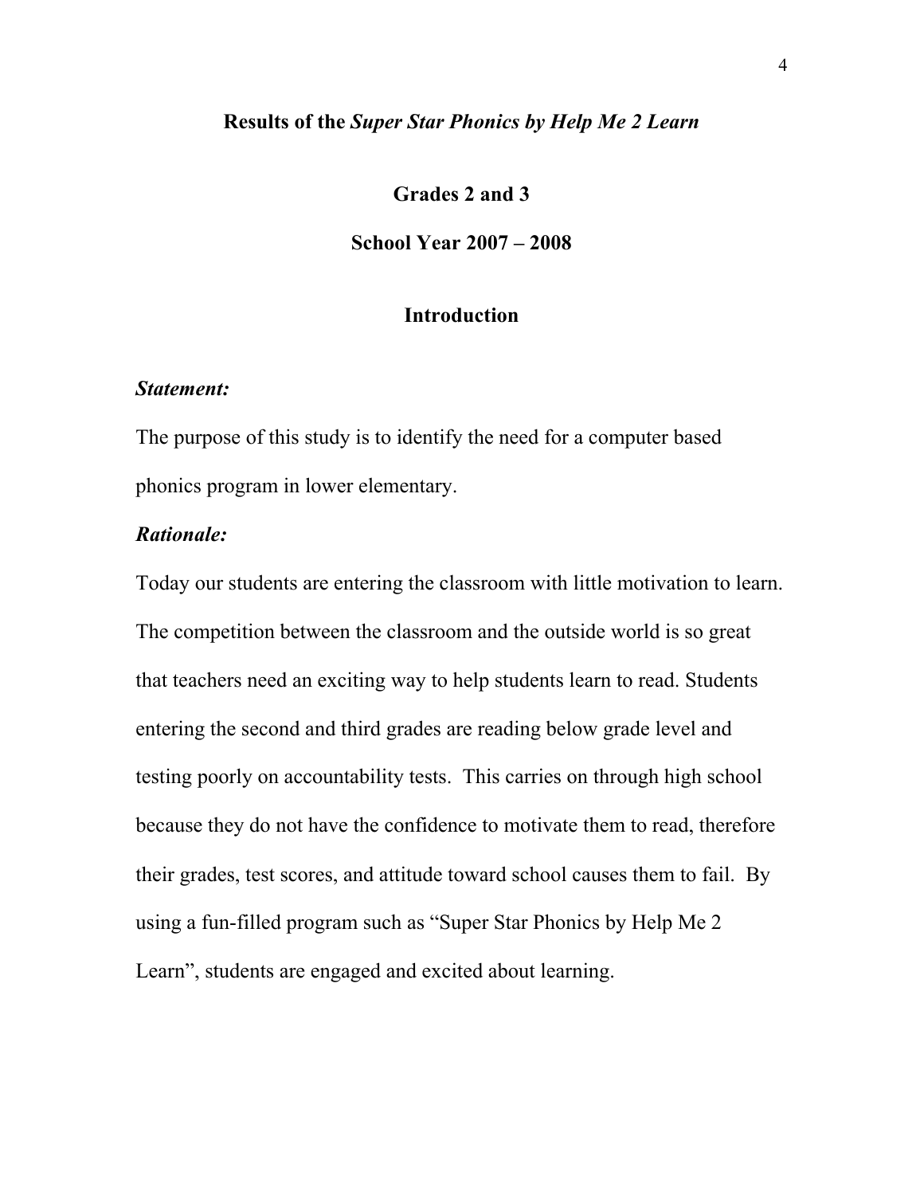## Results of the *Super Star Phonics by Help Me 2 Learn*

## Grades 2 and 3

## School Year 2007 – 2008

### Introduction

***Statement:***

The purpose of this study is to identify the need for a computer based phonics program in lower elementary.

***Rationale:***

Today our students are entering the classroom with little motivation to learn. The competition between the classroom and the outside world is so great that teachers need an exciting way to help students learn to read. Students entering the second and third grades are reading below grade level and testing poorly on accountability tests. This carries on through high school because they do not have the confidence to motivate them to read, therefore their grades, test scores, and attitude toward school causes them to fail. By using a fun-filled program such as "Super Star Phonics by Help Me 2 Learn", students are engaged and excited about learning.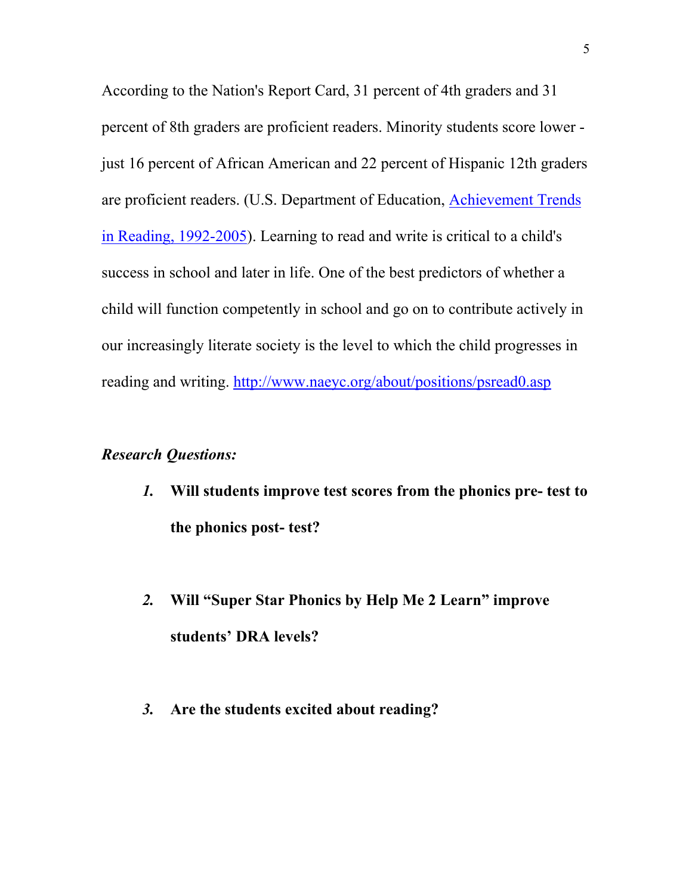According to the Nation's Report Card, 31 percent of 4th graders and 31 percent of 8th graders are proficient readers. Minority students score lower - just 16 percent of African American and 22 percent of Hispanic 12th graders are proficient readers. (U.S. Department of Education, [Achievement Trends in Reading, 1992-2005](#)). Learning to read and write is critical to a child's success in school and later in life. One of the best predictors of whether a child will function competently in school and go on to contribute actively in our increasingly literate society is the level to which the child progresses in reading and writing. [http://www.naeyc.org/about/positions/psread0.asp](http://www.naeyc.org/about/positions/psread0.asp)

*Research Questions:*

1. **Will students improve test scores from the phonics pre- test to the phonics post- test?**

2. **Will "Super Star Phonics by Help Me 2 Learn" improve students' DRA levels?**

3. **Are the students excited about reading?**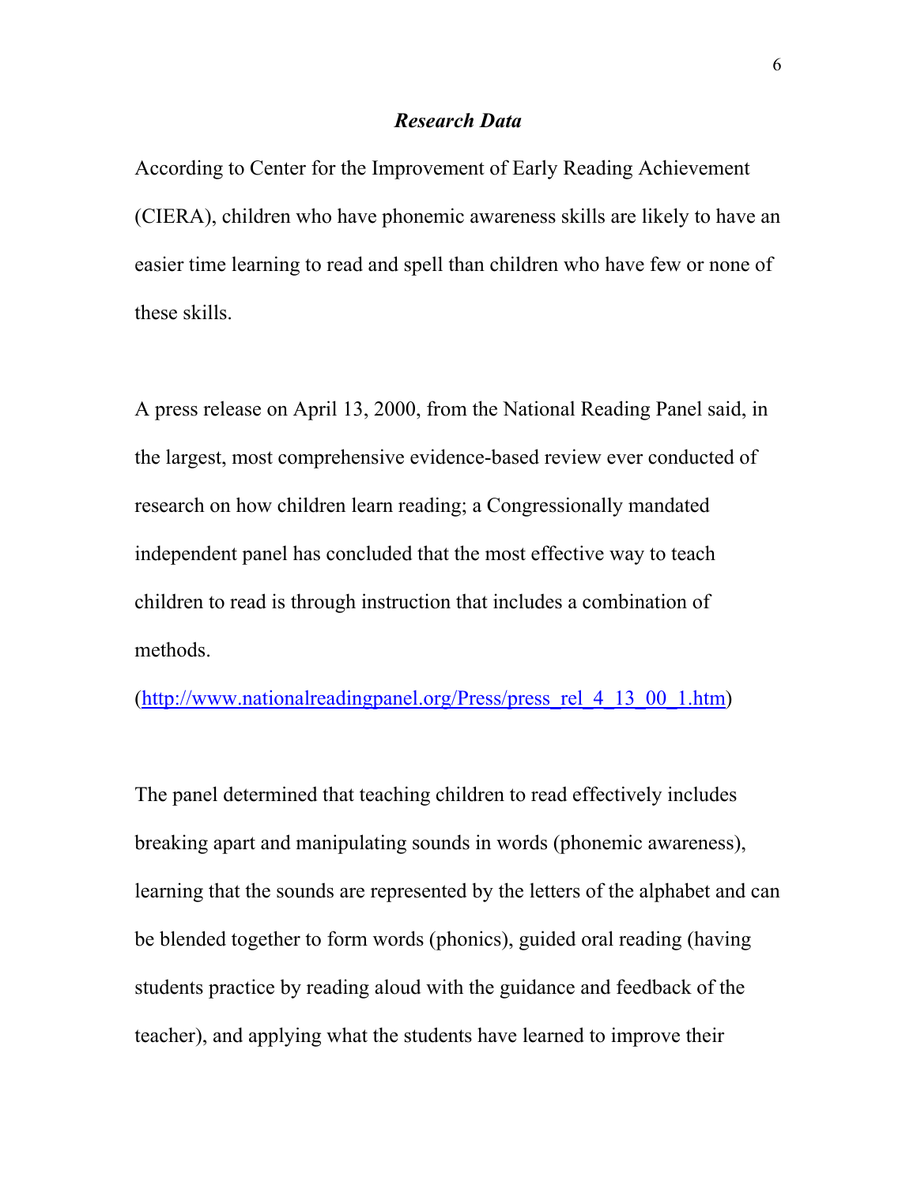## ***Research Data***

According to Center for the Improvement of Early Reading Achievement (CIERA), children who have phonemic awareness skills are likely to have an easier time learning to read and spell than children who have few or none of these skills.

A press release on April 13, 2000, from the National Reading Panel said, in the largest, most comprehensive evidence-based review ever conducted of research on how children learn reading; a Congressionally mandated independent panel has concluded that the most effective way to teach children to read is through instruction that includes a combination of methods.

(http://www.nationalreadingpanel.org/Press/press_rel_4_13_00_1.htm)

The panel determined that teaching children to read effectively includes breaking apart and manipulating sounds in words (phonemic awareness), learning that the sounds are represented by the letters of the alphabet and can be blended together to form words (phonics), guided oral reading (having students practice by reading aloud with the guidance and feedback of the teacher), and applying what the students have learned to improve their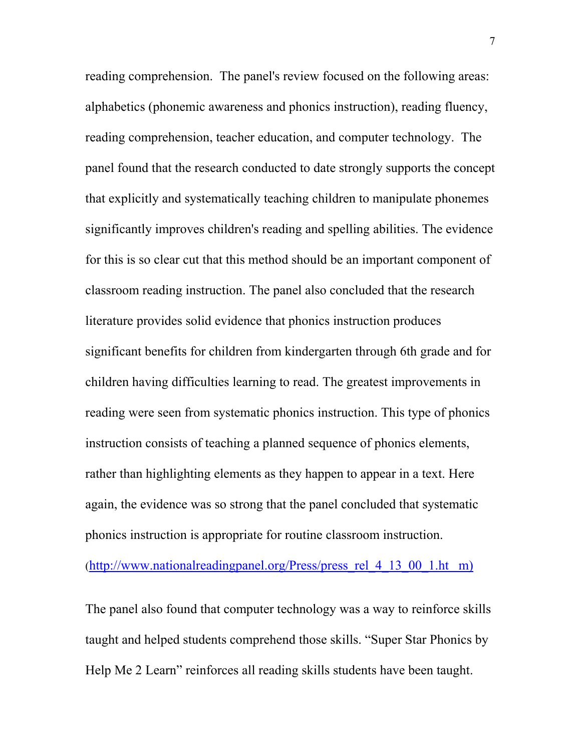reading comprehension. The panel's review focused on the following areas: alphabetics (phonemic awareness and phonics instruction), reading fluency, reading comprehension, teacher education, and computer technology. The panel found that the research conducted to date strongly supports the concept that explicitly and systematically teaching children to manipulate phonemes significantly improves children's reading and spelling abilities. The evidence for this is so clear cut that this method should be an important component of classroom reading instruction. The panel also concluded that the research literature provides solid evidence that phonics instruction produces significant benefits for children from kindergarten through 6th grade and for children having difficulties learning to read. The greatest improvements in reading were seen from systematic phonics instruction. This type of phonics instruction consists of teaching a planned sequence of phonics elements, rather than highlighting elements as they happen to appear in a text. Here again, the evidence was so strong that the panel concluded that systematic phonics instruction is appropriate for routine classroom instruction. (http://www.nationalreadingpanel.org/Press/press_rel_4_13_00_1.ht m)

The panel also found that computer technology was a way to reinforce skills taught and helped students comprehend those skills. "Super Star Phonics by Help Me 2 Learn" reinforces all reading skills students have been taught.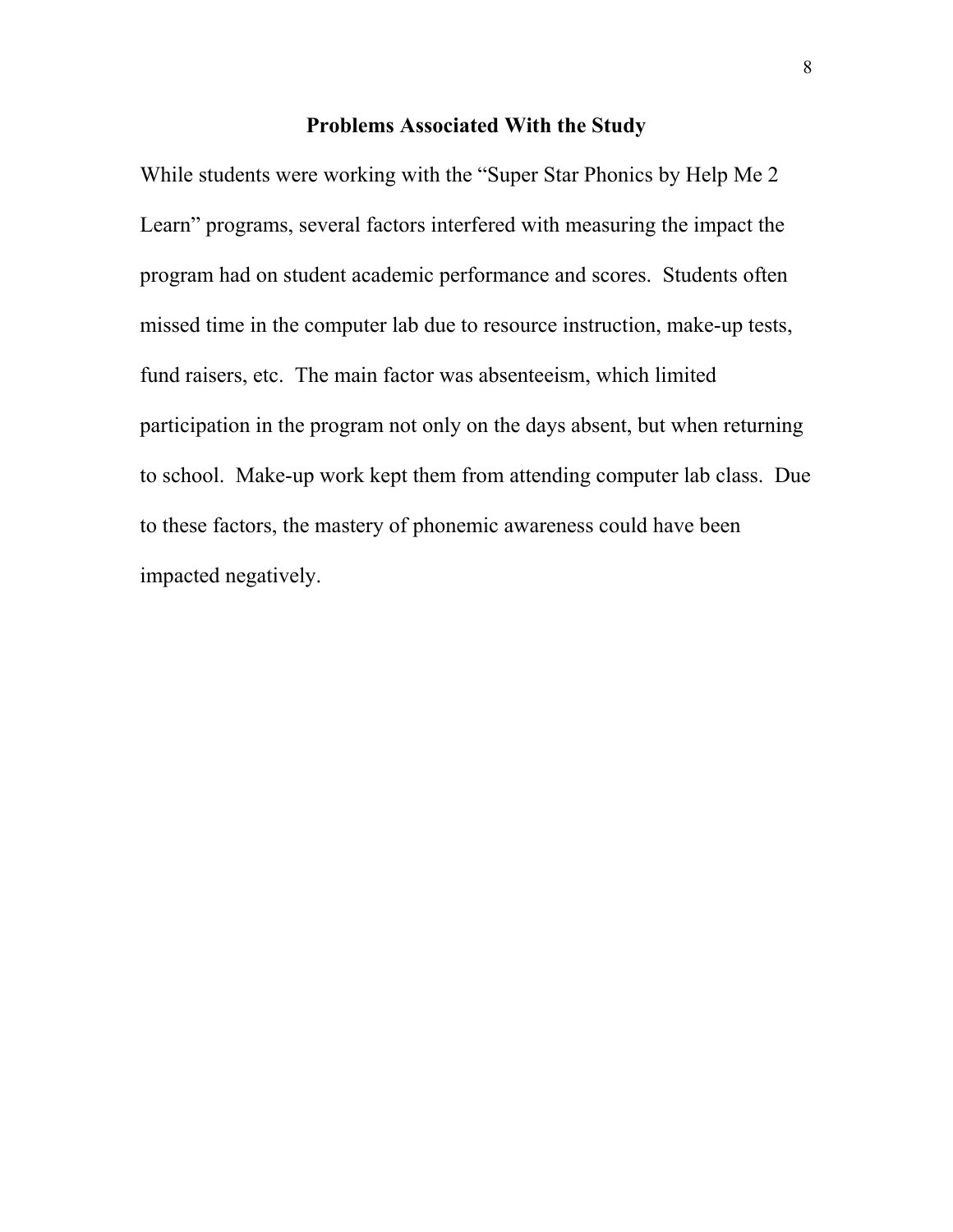## Problems Associated With the Study

While students were working with the "Super Star Phonics by Help Me 2 Learn" programs, several factors interfered with measuring the impact the program had on student academic performance and scores. Students often missed time in the computer lab due to resource instruction, make-up tests, fund raisers, etc. The main factor was absenteeism, which limited participation in the program not only on the days absent, but when returning to school. Make-up work kept them from attending computer lab class. Due to these factors, the mastery of phonemic awareness could have been impacted negatively.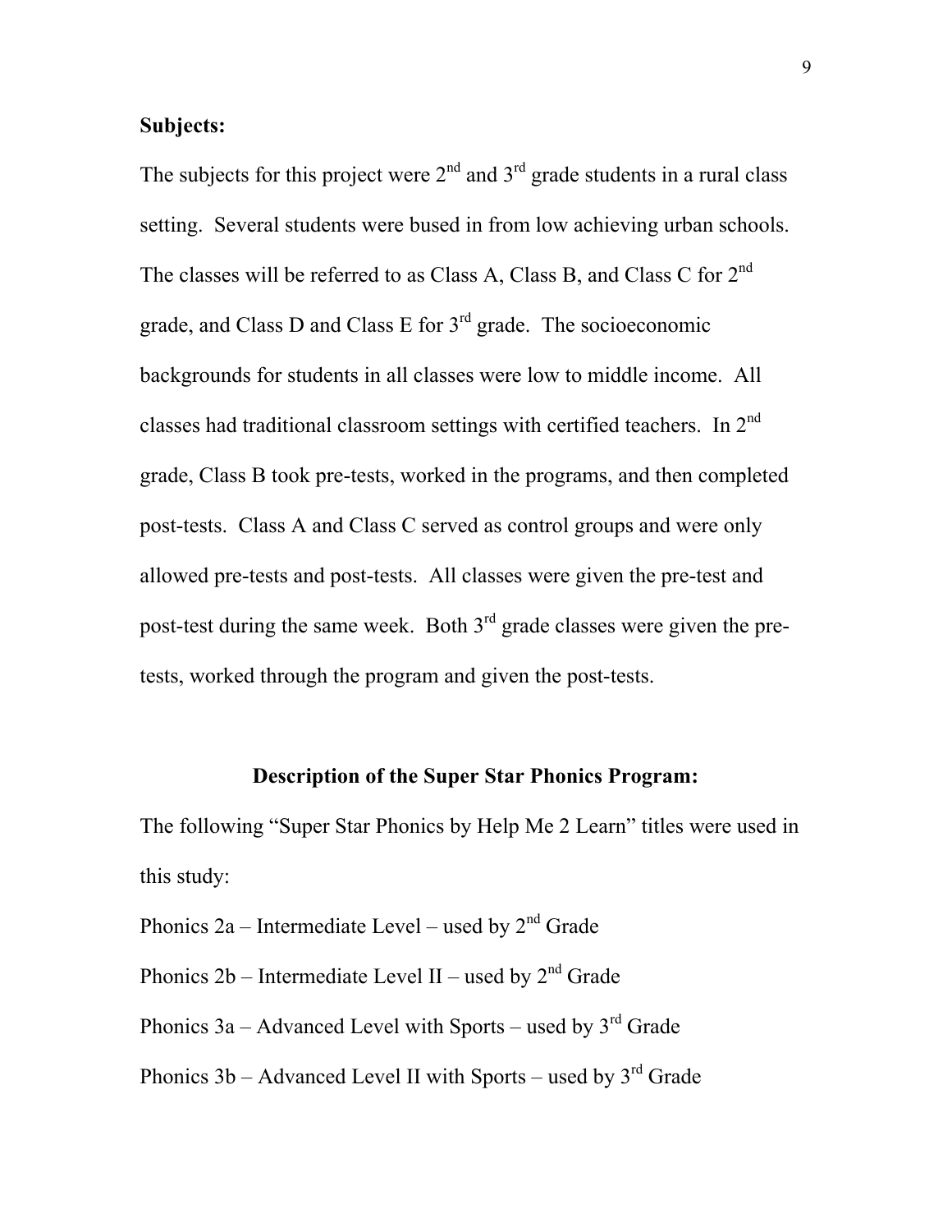**Subjects:**

The subjects for this project were 2nd and 3rd grade students in a rural class setting. Several students were bused in from low achieving urban schools. The classes will be referred to as Class A, Class B, and Class C for 2nd grade, and Class D and Class E for 3rd grade. The socioeconomic backgrounds for students in all classes were low to middle income. All classes had traditional classroom settings with certified teachers. In 2nd grade, Class B took pre-tests, worked in the programs, and then completed post-tests. Class A and Class C served as control groups and were only allowed pre-tests and post-tests. All classes were given the pre-test and post-test during the same week. Both 3rd grade classes were given the pre-tests, worked through the program and given the post-tests.

## Description of the Super Star Phonics Program:

The following "Super Star Phonics by Help Me 2 Learn" titles were used in this study:

Phonics 2a – Intermediate Level – used by 2nd Grade

Phonics 2b – Intermediate Level II – used by 2nd Grade

Phonics 3a – Advanced Level with Sports – used by 3rd Grade

Phonics 3b – Advanced Level II with Sports – used by 3rd Grade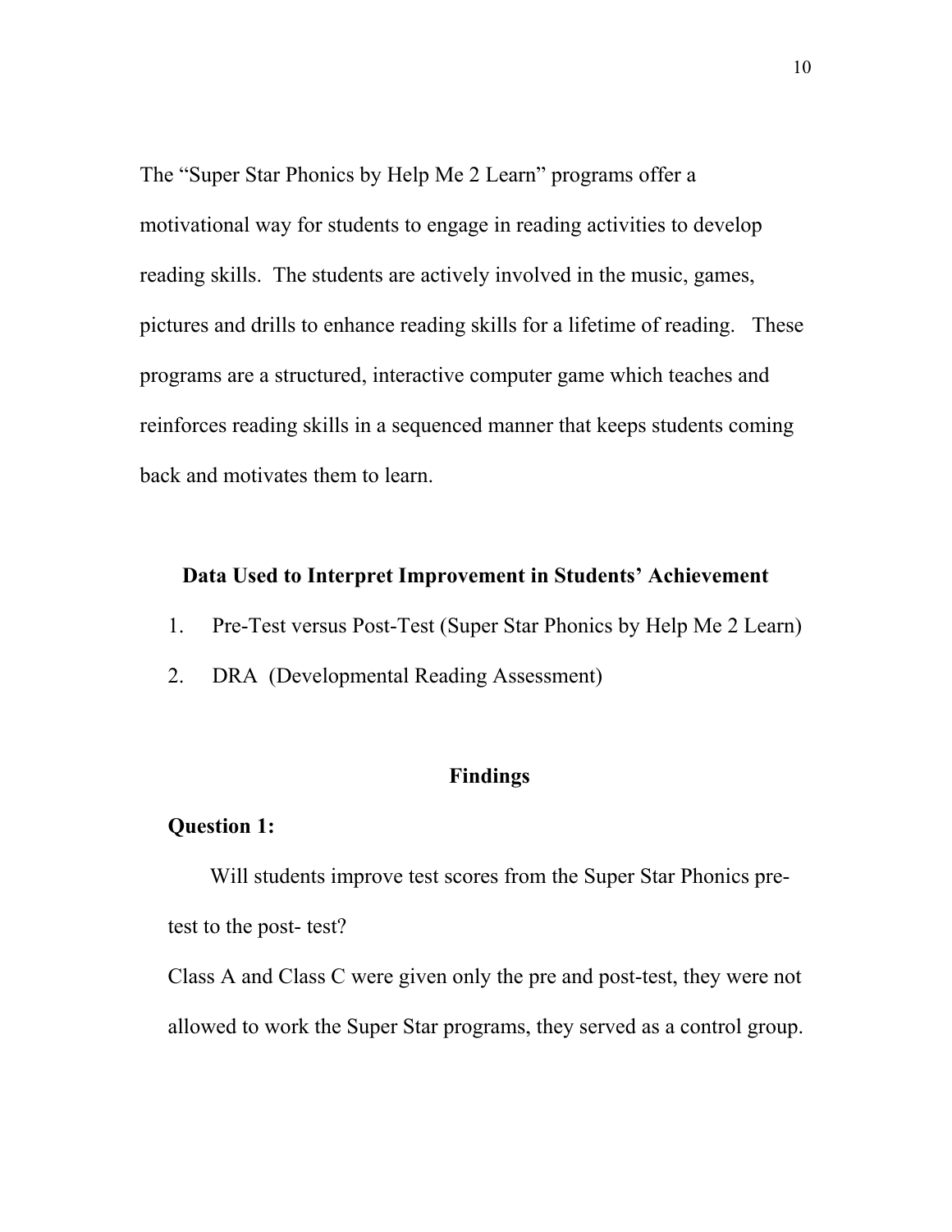The “Super Star Phonics by Help Me 2 Learn” programs offer a motivational way for students to engage in reading activities to develop reading skills. The students are actively involved in the music, games, pictures and drills to enhance reading skills for a lifetime of reading. These programs are a structured, interactive computer game which teaches and reinforces reading skills in a sequenced manner that keeps students coming back and motivates them to learn.

## Data Used to Interpret Improvement in Students’ Achievement

1. Pre-Test versus Post-Test (Super Star Phonics by Help Me 2 Learn)
2. DRA (Developmental Reading Assessment)

## Findings

### Question 1:

Will students improve test scores from the Super Star Phonics pre-test to the post- test?

Class A and Class C were given only the pre and post-test, they were not allowed to work the Super Star programs, they served as a control group.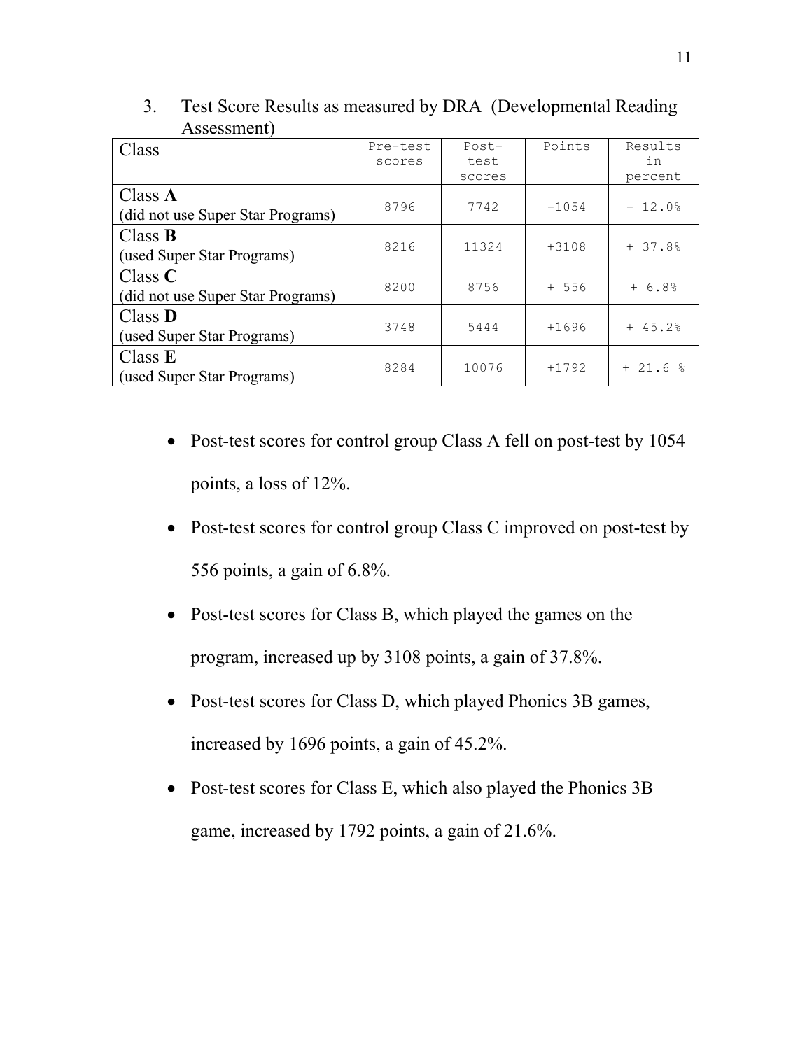3. Test Score Results as measured by DRA (Developmental Reading Assessment)

| Class | Pre-test scores | Post-test scores | Points | Results in percent |
|---|---|---|---|---|
| Class **A** (did not use Super Star Programs) | 8796 | 7742 | -1054 | - 12.0% |
| Class **B** (used Super Star Programs) | 8216 | 11324 | +3108 | + 37.8% |
| Class **C** (did not use Super Star Programs) | 8200 | 8756 | + 556 | + 6.8% |
| Class **D** (used Super Star Programs) | 3748 | 5444 | +1696 | + 45.2% |
| Class **E** (used Super Star Programs) | 8284 | 10076 | +1792 | + 21.6 % |

- Post-test scores for control group Class A fell on post-test by 1054 points, a loss of 12%.
- Post-test scores for control group Class C improved on post-test by 556 points, a gain of 6.8%.
- Post-test scores for Class B, which played the games on the program, increased up by 3108 points, a gain of 37.8%.
- Post-test scores for Class D, which played Phonics 3B games, increased by 1696 points, a gain of 45.2%.
- Post-test scores for Class E, which also played the Phonics 3B game, increased by 1792 points, a gain of 21.6%.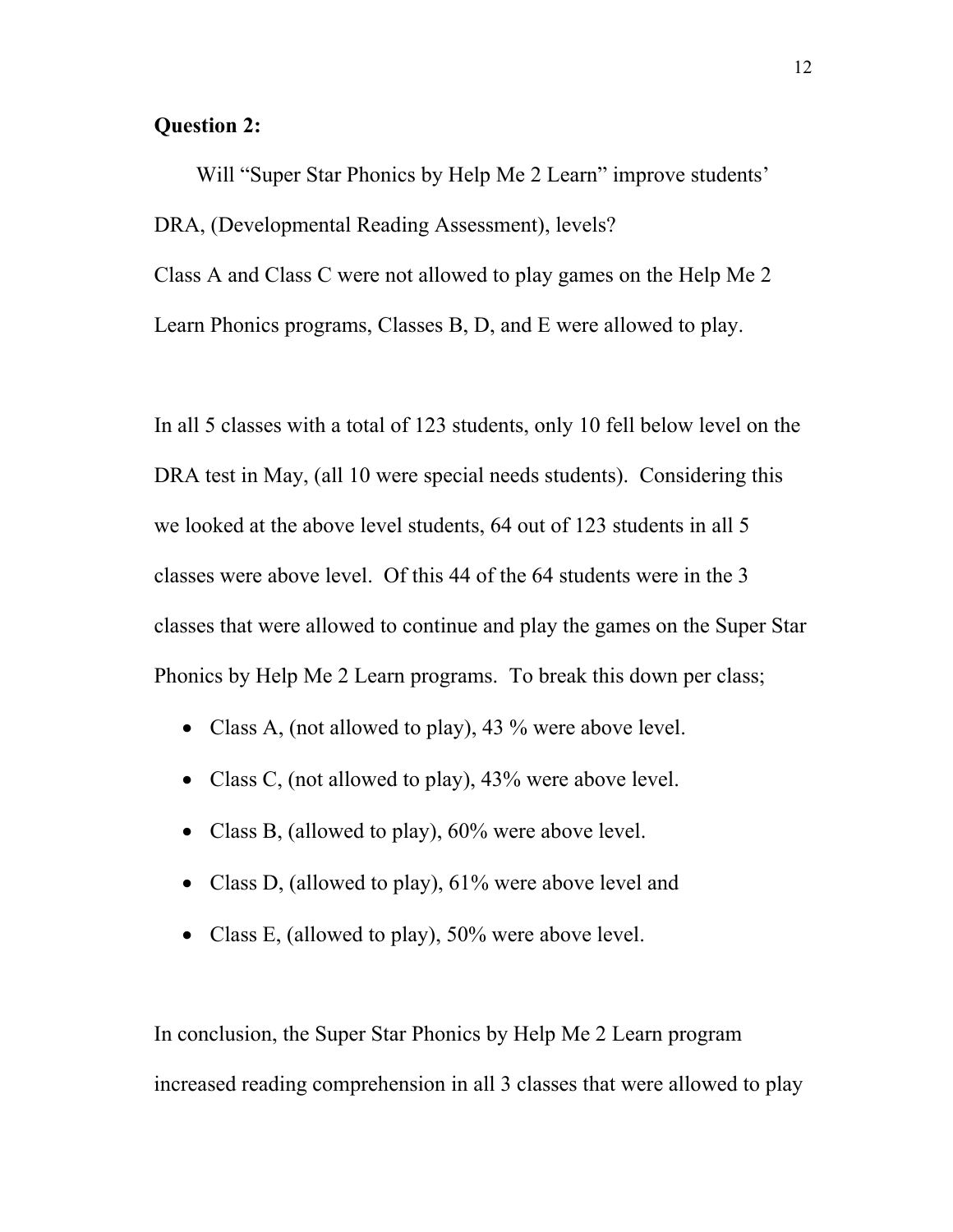**Question 2:**

Will “Super Star Phonics by Help Me 2 Learn” improve students’ DRA, (Developmental Reading Assessment), levels?
Class A and Class C were not allowed to play games on the Help Me 2 Learn Phonics programs, Classes B, D, and E were allowed to play.

In all 5 classes with a total of 123 students, only 10 fell below level on the DRA test in May, (all 10 were special needs students). Considering this we looked at the above level students, 64 out of 123 students in all 5 classes were above level. Of this 44 of the 64 students were in the 3 classes that were allowed to continue and play the games on the Super Star Phonics by Help Me 2 Learn programs. To break this down per class;

- Class A, (not allowed to play), 43 % were above level.
- Class C, (not allowed to play), 43% were above level.
- Class B, (allowed to play), 60% were above level.
- Class D, (allowed to play), 61% were above level and
- Class E, (allowed to play), 50% were above level.

In conclusion, the Super Star Phonics by Help Me 2 Learn program increased reading comprehension in all 3 classes that were allowed to play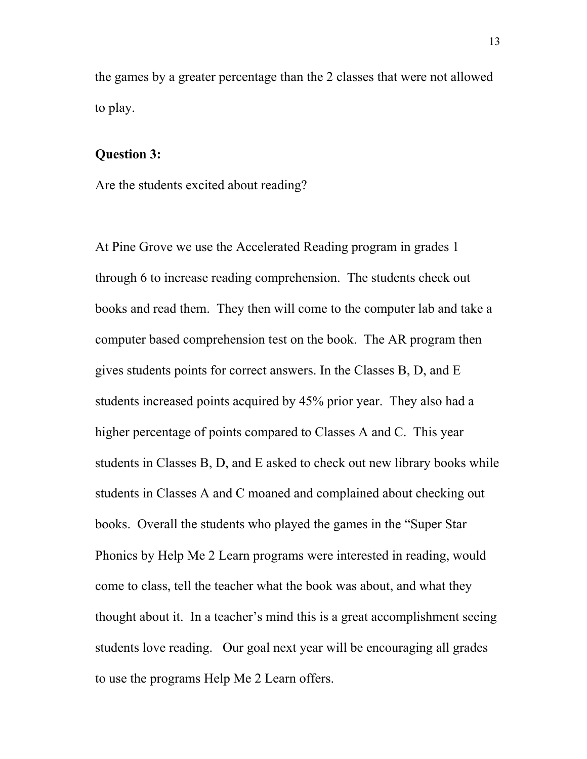the games by a greater percentage than the 2 classes that were not allowed to play.

**Question 3:**

Are the students excited about reading?

At Pine Grove we use the Accelerated Reading program in grades 1 through 6 to increase reading comprehension. The students check out books and read them. They then will come to the computer lab and take a computer based comprehension test on the book. The AR program then gives students points for correct answers. In the Classes B, D, and E students increased points acquired by 45% prior year. They also had a higher percentage of points compared to Classes A and C. This year students in Classes B, D, and E asked to check out new library books while students in Classes A and C moaned and complained about checking out books. Overall the students who played the games in the "Super Star Phonics by Help Me 2 Learn programs were interested in reading, would come to class, tell the teacher what the book was about, and what they thought about it. In a teacher's mind this is a great accomplishment seeing students love reading. Our goal next year will be encouraging all grades to use the programs Help Me 2 Learn offers.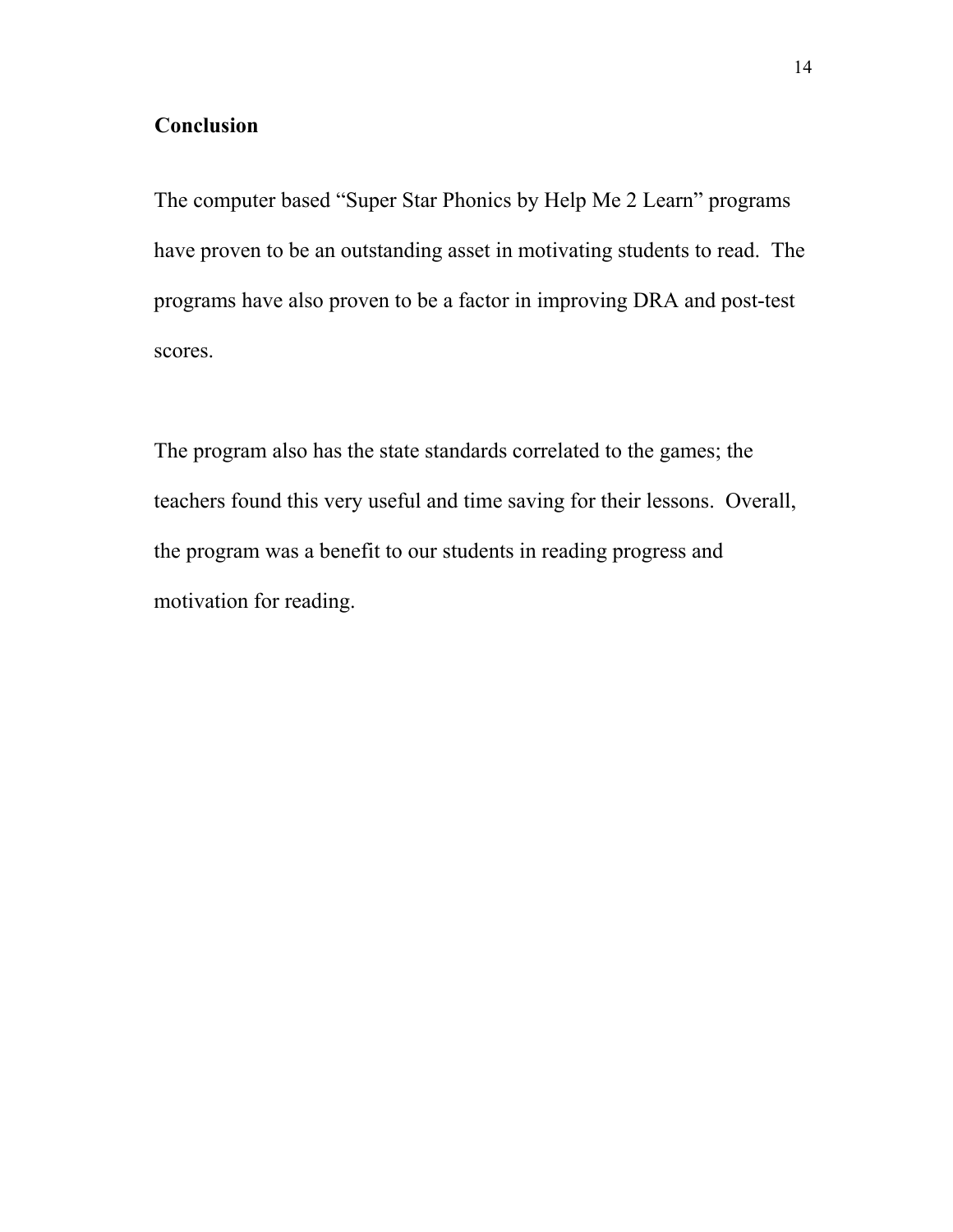## Conclusion

The computer based "Super Star Phonics by Help Me 2 Learn" programs have proven to be an outstanding asset in motivating students to read. The programs have also proven to be a factor in improving DRA and post-test scores.

The program also has the state standards correlated to the games; the teachers found this very useful and time saving for their lessons. Overall, the program was a benefit to our students in reading progress and motivation for reading.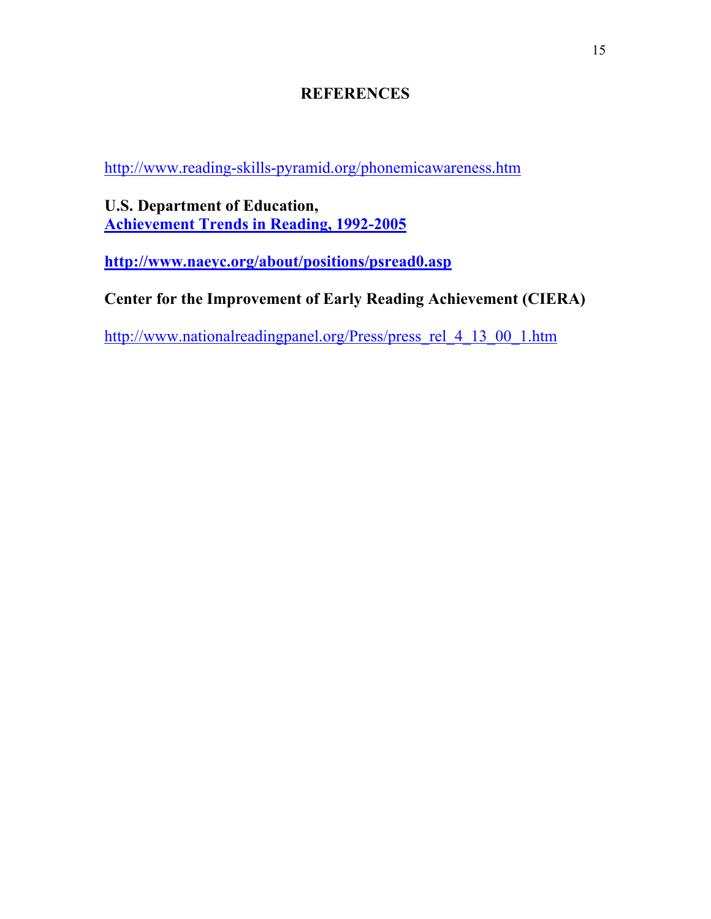# REFERENCES

http://www.reading-skills-pyramid.org/phonemicawareness.htm

**U.S. Department of Education,**
**Achievement Trends in Reading, 1992-2005**

**http://www.naeyc.org/about/positions/psread0.asp**

**Center for the Improvement of Early Reading Achievement (CIERA)**

http://www.nationalreadingpanel.org/Press/press_rel_4_13_00_1.htm